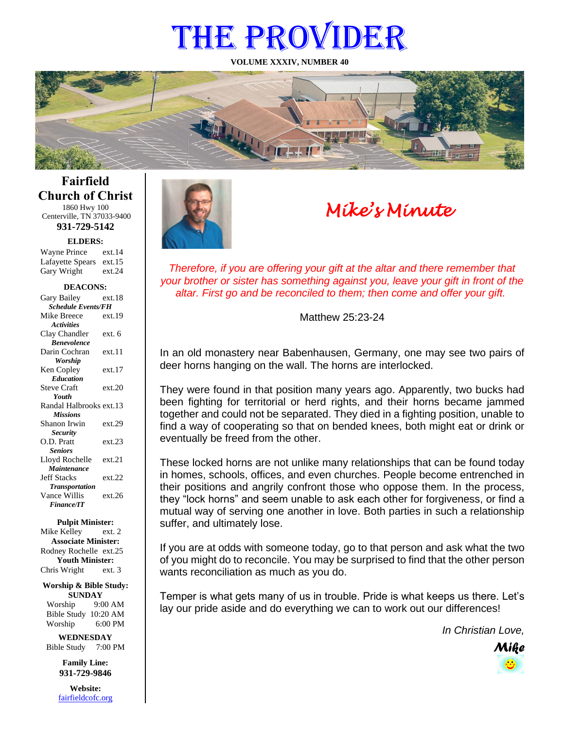# THE PROVIDER

**VOLUME XXXIV, NUMBER 40**

## Fairfield Church of Christ

1860 Hwy 100
Centerville, TN 37033-9400

**931-729-5142**

**ELDERS:**

| | |
|---|---|
| Wayne Prince | ext.14 |
| Lafayette Spears | ext.15 |
| Gary Wright | ext.24 |

**DEACONS:**

| | |
|---|---|
| Gary Bailey | ext.18 |
| ***Schedule Events/FH*** | |
| Mike Breece | ext.19 |
| ***Activities*** | |
| Clay Chandler | ext. 6 |
| ***Benevolence*** | |
| Darin Cochran | ext.11 |
| ***Worship*** | |
| Ken Copley | ext.17 |
| ***Education*** | |
| Steve Craft | ext.20 |
| ***Youth*** | |
| Randal Halbrooks | ext.13 |
| ***Missions*** | |
| Shanon Irwin | ext.29 |
| ***Security*** | |
| O.D. Pratt | ext.23 |
| ***Seniors*** | |
| Lloyd Rochelle | ext.21 |
| ***Maintenance*** | |
| Jeff Stacks | ext.22 |
| ***Transportation*** | |
| Vance Willis | ext.26 |
| ***Finance/IT*** | |

**Pulpit Minister:**
Mike Kelley ext. 2

**Associate Minister:**
Rodney Rochelle ext.25

**Youth Minister:**
Chris Wright ext. 3

**Worship & Bible Study:**

**SUNDAY**

| | |
|---|---|
| Worship | 9:00 AM |
| Bible Study | 10:20 AM |
| Worship | 6:00 PM |

**WEDNESDAY**
Bible Study 7:00 PM

**Family Line:**
**931-729-9846**

**Website:**
fairfieldcofc.org

## *Mike's Minute*

*Therefore, if you are offering your gift at the altar and there remember that your brother or sister has something against you, leave your gift in front of the altar. First go and be reconciled to them; then come and offer your gift.*

Matthew 25:23-24

In an old monastery near Babenhausen, Germany, one may see two pairs of deer horns hanging on the wall. The horns are interlocked.

They were found in that position many years ago. Apparently, two bucks had been fighting for territorial or herd rights, and their horns became jammed together and could not be separated. They died in a fighting position, unable to find a way of cooperating so that on bended knees, both might eat or drink or eventually be freed from the other.

These locked horns are not unlike many relationships that can be found today in homes, schools, offices, and even churches. People become entrenched in their positions and angrily confront those who oppose them. In the process, they "lock horns" and seem unable to ask each other for forgiveness, or find a mutual way of serving one another in love. Both parties in such a relationship suffer, and ultimately lose.

If you are at odds with someone today, go to that person and ask what the two of you might do to reconcile. You may be surprised to find that the other person wants reconciliation as much as you do.

Temper is what gets many of us in trouble. Pride is what keeps us there. Let's lay our pride aside and do everything we can to work out our differences!

*In Christian Love,*

***Mike***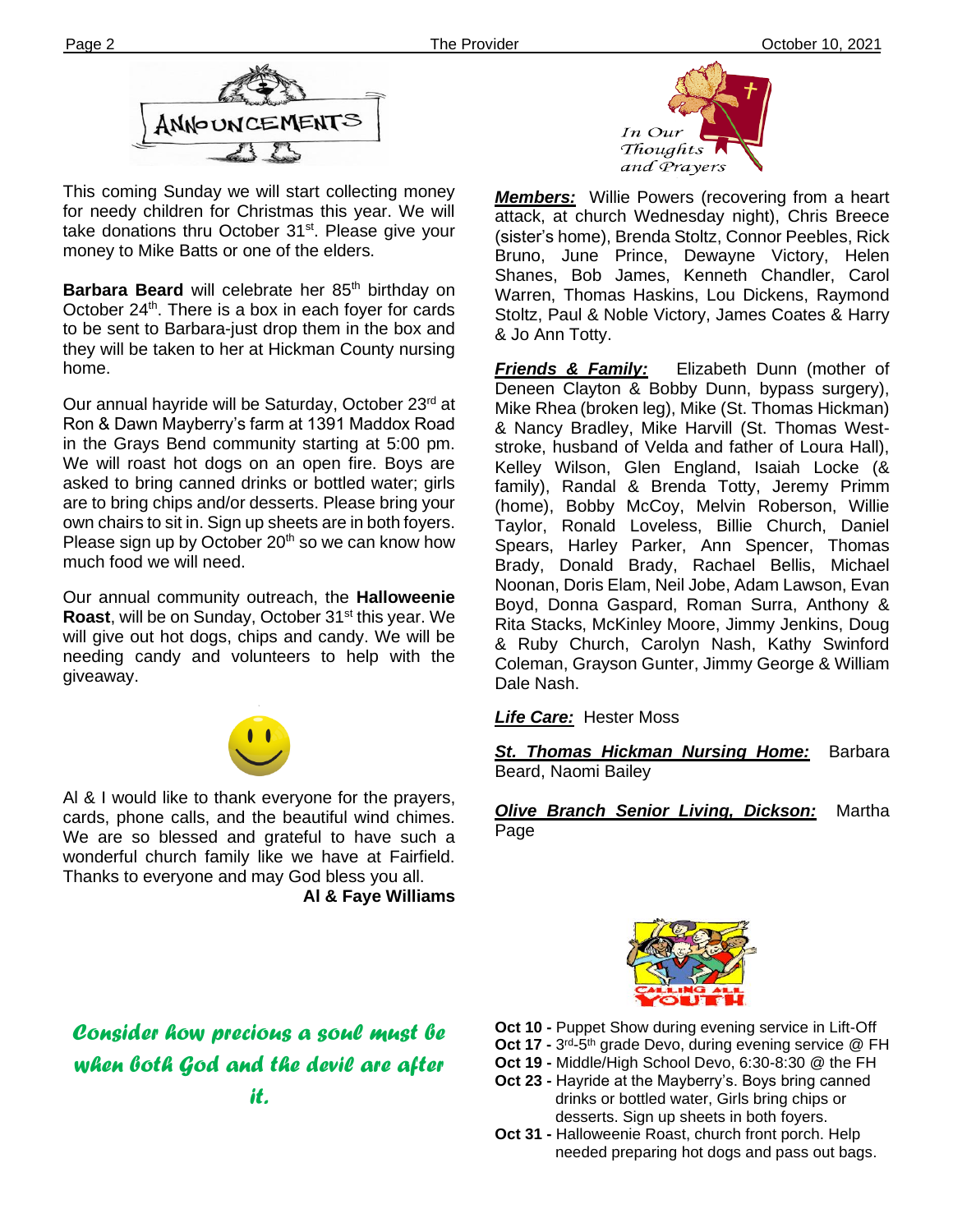## ANNOUNCEMENTS

This coming Sunday we will start collecting money for needy children for Christmas this year. We will take donations thru October 31st. Please give your money to Mike Batts or one of the elders.

**Barbara Beard** will celebrate her 85th birthday on October 24th. There is a box in each foyer for cards to be sent to Barbara-just drop them in the box and they will be taken to her at Hickman County nursing home.

Our annual hayride will be Saturday, October 23rd at Ron & Dawn Mayberry's farm at 1391 Maddox Road in the Grays Bend community starting at 5:00 pm. We will roast hot dogs on an open fire. Boys are asked to bring canned drinks or bottled water; girls are to bring chips and/or desserts. Please bring your own chairs to sit in. Sign up sheets are in both foyers. Please sign up by October 20th so we can know how much food we will need.

Our annual community outreach, the **Halloweenie Roast**, will be on Sunday, October 31st this year. We will give out hot dogs, chips and candy. We will be needing candy and volunteers to help with the giveaway.

Al & I would like to thank everyone for the prayers, cards, phone calls, and the beautiful wind chimes. We are so blessed and grateful to have such a wonderful church family like we have at Fairfield. Thanks to everyone and may God bless you all.

**Al & Faye Williams**

*Consider how precious a soul must be when both God and the devil are after it.*

## In Our Thoughts and Prayers

***Members:*** Willie Powers (recovering from a heart attack, at church Wednesday night), Chris Breece (sister's home), Brenda Stoltz, Connor Peebles, Rick Bruno, June Prince, Dewayne Victory, Helen Shanes, Bob James, Kenneth Chandler, Carol Warren, Thomas Haskins, Lou Dickens, Raymond Stoltz, Paul & Noble Victory, James Coates & Harry & Jo Ann Totty.

***Friends & Family:*** Elizabeth Dunn (mother of Deneen Clayton & Bobby Dunn, bypass surgery), Mike Rhea (broken leg), Mike (St. Thomas Hickman) & Nancy Bradley, Mike Harvill (St. Thomas West-stroke, husband of Velda and father of Loura Hall), Kelley Wilson, Glen England, Isaiah Locke (& family), Randal & Brenda Totty, Jeremy Primm (home), Bobby McCoy, Melvin Roberson, Willie Taylor, Ronald Loveless, Billie Church, Daniel Spears, Harley Parker, Ann Spencer, Thomas Brady, Donald Brady, Rachael Bellis, Michael Noonan, Doris Elam, Neil Jobe, Adam Lawson, Evan Boyd, Donna Gaspard, Roman Surra, Anthony & Rita Stacks, McKinley Moore, Jimmy Jenkins, Doug & Ruby Church, Carolyn Nash, Kathy Swinford Coleman, Grayson Gunter, Jimmy George & William Dale Nash.

***Life Care:*** Hester Moss

***St. Thomas Hickman Nursing Home:*** Barbara Beard, Naomi Bailey

***Olive Branch Senior Living, Dickson:*** Martha Page

## CALLING ALL YOUTH

- **Oct 10 -** Puppet Show during evening service in Lift-Off
- **Oct 17 -** 3rd-5th grade Devo, during evening service @ FH
- **Oct 19 -** Middle/High School Devo, 6:30-8:30 @ the FH
- **Oct 23 -** Hayride at the Mayberry's. Boys bring canned drinks or bottled water, Girls bring chips or desserts. Sign up sheets in both foyers.
- **Oct 31 -** Halloweenie Roast, church front porch. Help needed preparing hot dogs and pass out bags.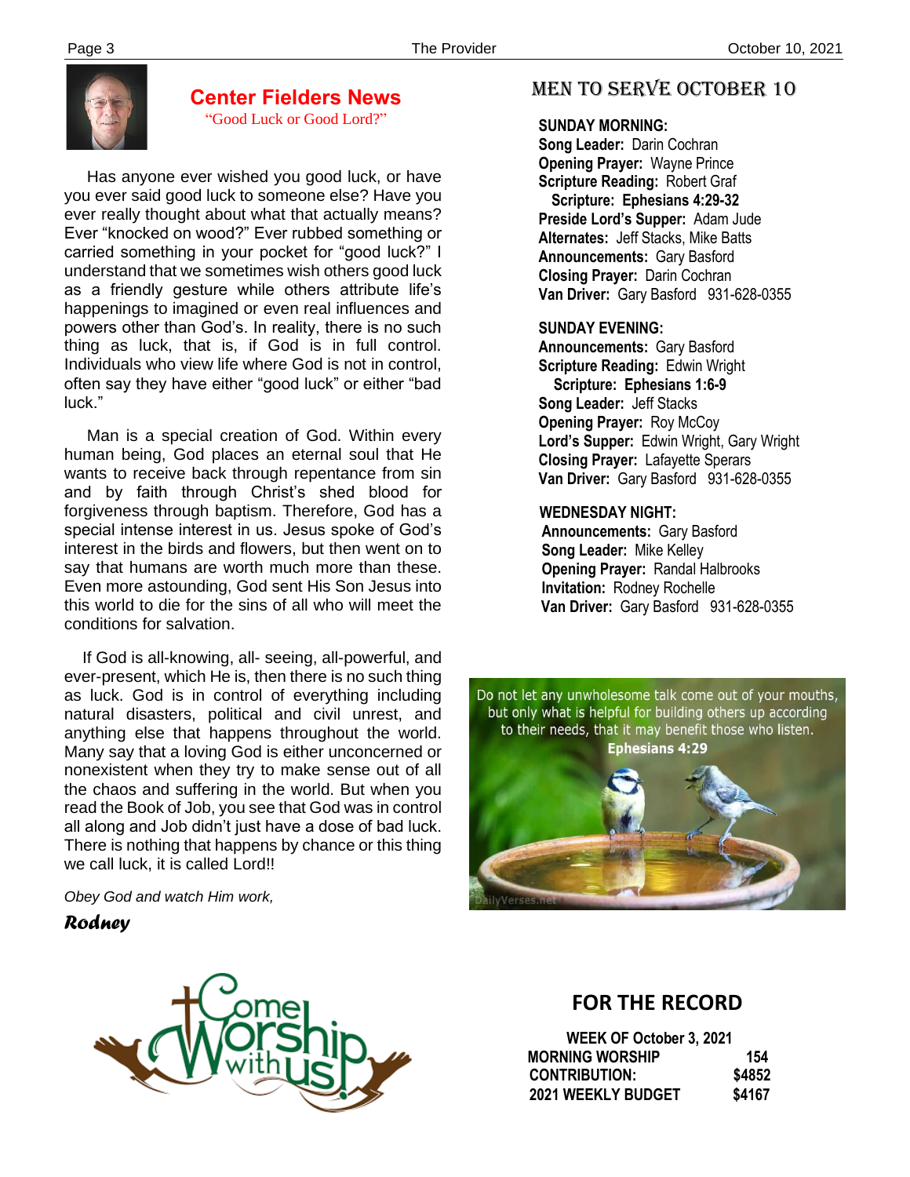## Center Fielders News

"Good Luck or Good Lord?"

Has anyone ever wished you good luck, or have you ever said good luck to someone else? Have you ever really thought about what that actually means? Ever "knocked on wood?" Ever rubbed something or carried something in your pocket for "good luck?" I understand that we sometimes wish others good luck as a friendly gesture while others attribute life's happenings to imagined or even real influences and powers other than God's. In reality, there is no such thing as luck, that is, if God is in full control. Individuals who view life where God is not in control, often say they have either "good luck" or either "bad luck."

Man is a special creation of God. Within every human being, God places an eternal soul that He wants to receive back through repentance from sin and by faith through Christ's shed blood for forgiveness through baptism. Therefore, God has a special intense interest in us. Jesus spoke of God's interest in the birds and flowers, but then went on to say that humans are worth much more than these. Even more astounding, God sent His Son Jesus into this world to die for the sins of all who will meet the conditions for salvation.

If God is all-knowing, all- seeing, all-powerful, and ever-present, which He is, then there is no such thing as luck. God is in control of everything including natural disasters, political and civil unrest, and anything else that happens throughout the world. Many say that a loving God is either unconcerned or nonexistent when they try to make sense out of all the chaos and suffering in the world. But when you read the Book of Job, you see that God was in control all along and Job didn't just have a dose of bad luck. There is nothing that happens by chance or this thing we call luck, it is called Lord!!

*Obey God and watch Him work,*

***Rodney***

## MEN TO SERVE OCTOBER 10

**SUNDAY MORNING:**
**Song Leader:** Darin Cochran
**Opening Prayer:** Wayne Prince
**Scripture Reading:** Robert Graf
**Scripture: Ephesians 4:29-32**
**Preside Lord's Supper:** Adam Jude
**Alternates:** Jeff Stacks, Mike Batts
**Announcements:** Gary Basford
**Closing Prayer:** Darin Cochran
**Van Driver:** Gary Basford 931-628-0355

**SUNDAY EVENING:**
**Announcements:** Gary Basford
**Scripture Reading:** Edwin Wright
**Scripture: Ephesians 1:6-9**
**Song Leader:** Jeff Stacks
**Opening Prayer:** Roy McCoy
**Lord's Supper:** Edwin Wright, Gary Wright
**Closing Prayer:** Lafayette Sperars
**Van Driver:** Gary Basford 931-628-0355

**WEDNESDAY NIGHT:**
**Announcements:** Gary Basford
**Song Leader:** Mike Kelley
**Opening Prayer:** Randal Halbrooks
**Invitation:** Rodney Rochelle
**Van Driver:** Gary Basford 931-628-0355

Do not let any unwholesome talk come out of your mouths, but only what is helpful for building others up according to their needs, that it may benefit those who listen.
**Ephesians 4:29**

Come Worship with us!

## FOR THE RECORD

| WEEK OF October 3, 2021 | |
|---|---|
| MORNING WORSHIP | 154 |
| CONTRIBUTION: | $4852 |
| 2021 WEEKLY BUDGET | $4167 |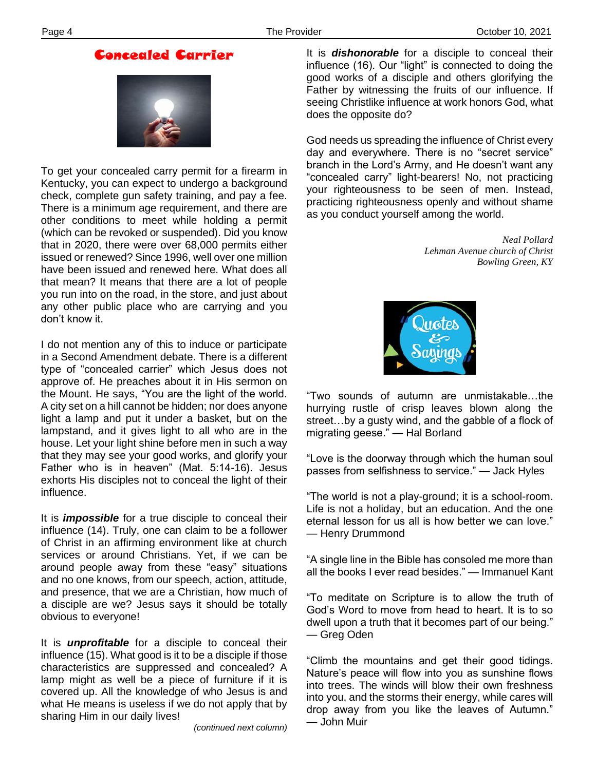# Concealed Carrier

To get your concealed carry permit for a firearm in Kentucky, you can expect to undergo a background check, complete gun safety training, and pay a fee. There is a minimum age requirement, and there are other conditions to meet while holding a permit (which can be revoked or suspended). Did you know that in 2020, there were over 68,000 permits either issued or renewed? Since 1996, well over one million have been issued and renewed here. What does all that mean? It means that there are a lot of people you run into on the road, in the store, and just about any other public place who are carrying and you don't know it.

I do not mention any of this to induce or participate in a Second Amendment debate. There is a different type of "concealed carrier" which Jesus does not approve of. He preaches about it in His sermon on the Mount. He says, "You are the light of the world. A city set on a hill cannot be hidden; nor does anyone light a lamp and put it under a basket, but on the lampstand, and it gives light to all who are in the house. Let your light shine before men in such a way that they may see your good works, and glorify your Father who is in heaven" (Mat. 5:14-16). Jesus exhorts His disciples not to conceal the light of their influence.

It is ***impossible*** for a true disciple to conceal their influence (14). Truly, one can claim to be a follower of Christ in an affirming environment like at church services or around Christians. Yet, if we can be around people away from these "easy" situations and no one knows, from our speech, action, attitude, and presence, that we are a Christian, how much of a disciple are we? Jesus says it should be totally obvious to everyone!

It is ***unprofitable*** for a disciple to conceal their influence (15). What good is it to be a disciple if those characteristics are suppressed and concealed? A lamp might as well be a piece of furniture if it is covered up. All the knowledge of who Jesus is and what He means is useless if we do not apply that by sharing Him in our daily lives!

It is ***dishonorable*** for a disciple to conceal their influence (16). Our "light" is connected to doing the good works of a disciple and others glorifying the Father by witnessing the fruits of our influence. If seeing Christlike influence at work honors God, what does the opposite do?

God needs us spreading the influence of Christ every day and everywhere. There is no "secret service" branch in the Lord's Army, and He doesn't want any "concealed carry" light-bearers! No, not practicing your righteousness to be seen of men. Instead, practicing righteousness openly and without shame as you conduct yourself among the world.

*Neal Pollard*
*Lehman Avenue church of Christ*
*Bowling Green, KY*

## Quotes & Sayings

"Two sounds of autumn are unmistakable…the hurrying rustle of crisp leaves blown along the street…by a gusty wind, and the gabble of a flock of migrating geese." — Hal Borland

"Love is the doorway through which the human soul passes from selfishness to service." — Jack Hyles

"The world is not a play-ground; it is a school-room. Life is not a holiday, but an education. And the one eternal lesson for us all is how better we can love." — Henry Drummond

"A single line in the Bible has consoled me more than all the books I ever read besides." — Immanuel Kant

"To meditate on Scripture is to allow the truth of God's Word to move from head to heart. It is to so dwell upon a truth that it becomes part of our being." — Greg Oden

"Climb the mountains and get their good tidings. Nature's peace will flow into you as sunshine flows into trees. The winds will blow their own freshness into you, and the storms their energy, while cares will drop away from you like the leaves of Autumn." — John Muir